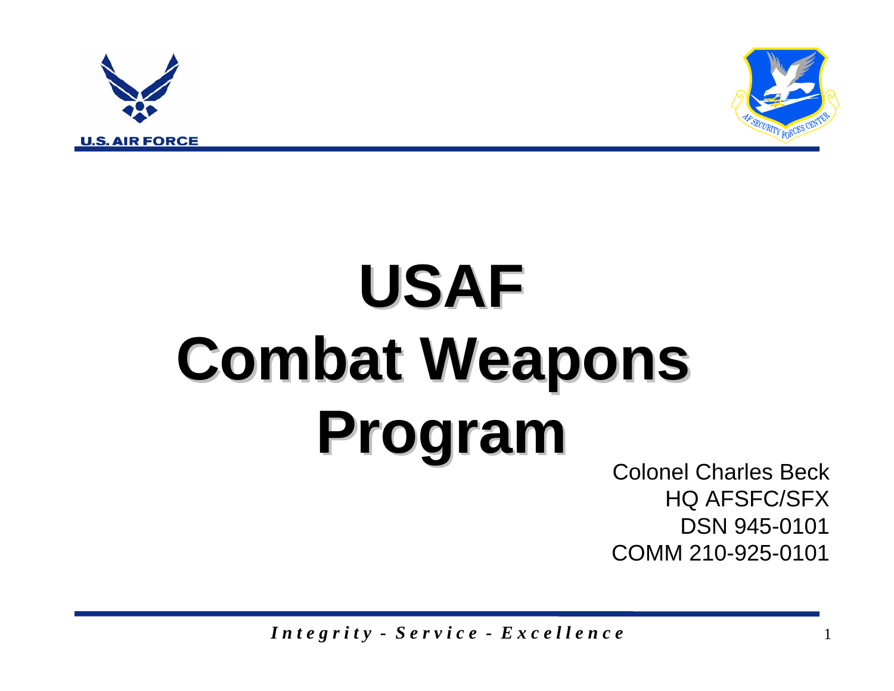# USAF Combat Weapons Program

Colonel Charles Beck
HQ AFSFC/SFX
DSN 945-0101
COMM 210-925-0101

*Integrity - Service - Excellence*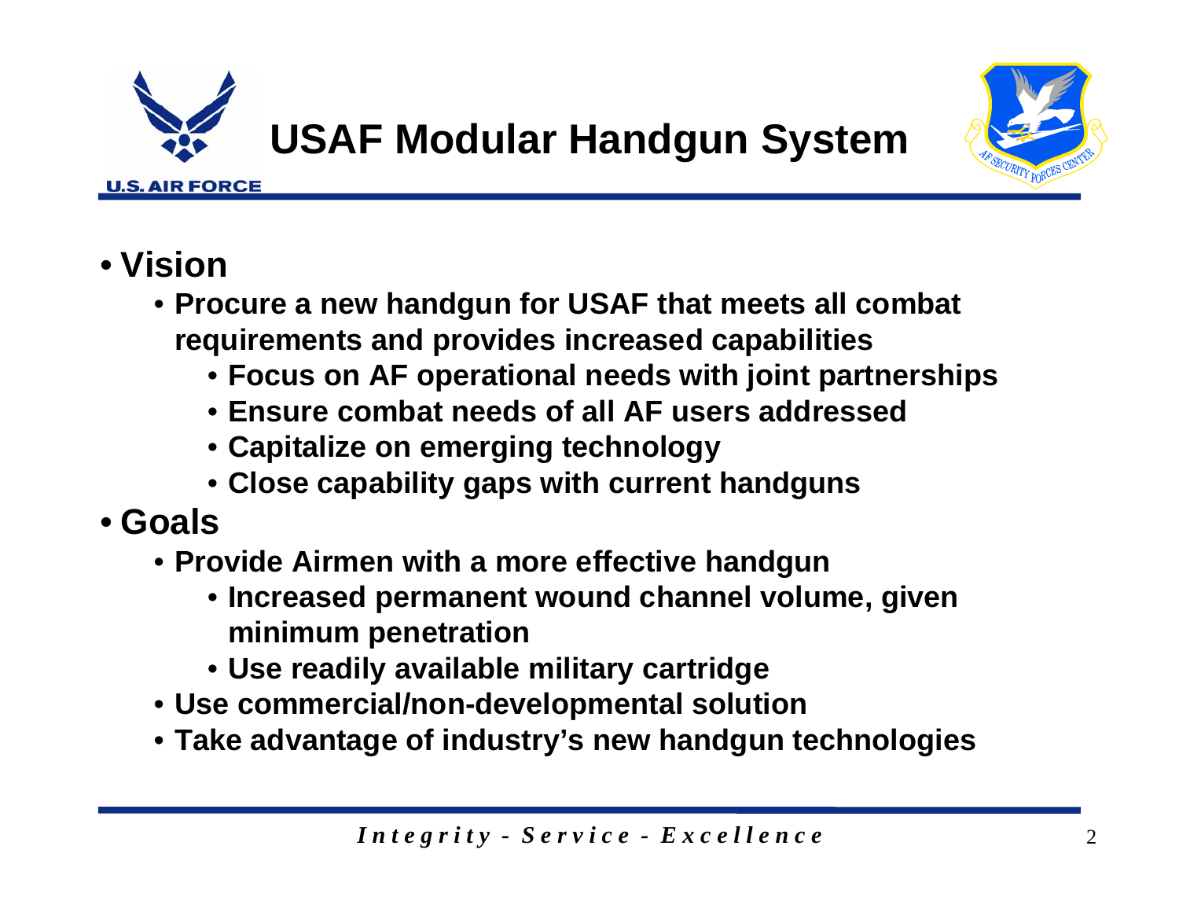# USAF Modular Handgun System

- **Vision**
  - **Procure a new handgun for USAF that meets all combat requirements and provides increased capabilities**
    - **Focus on AF operational needs with joint partnerships**
    - **Ensure combat needs of all AF users addressed**
    - **Capitalize on emerging technology**
    - **Close capability gaps with current handguns**
- **Goals**
  - **Provide Airmen with a more effective handgun**
    - **Increased permanent wound channel volume, given minimum penetration**
    - **Use readily available military cartridge**
  - **Use commercial/non-developmental solution**
  - **Take advantage of industry's new handgun technologies**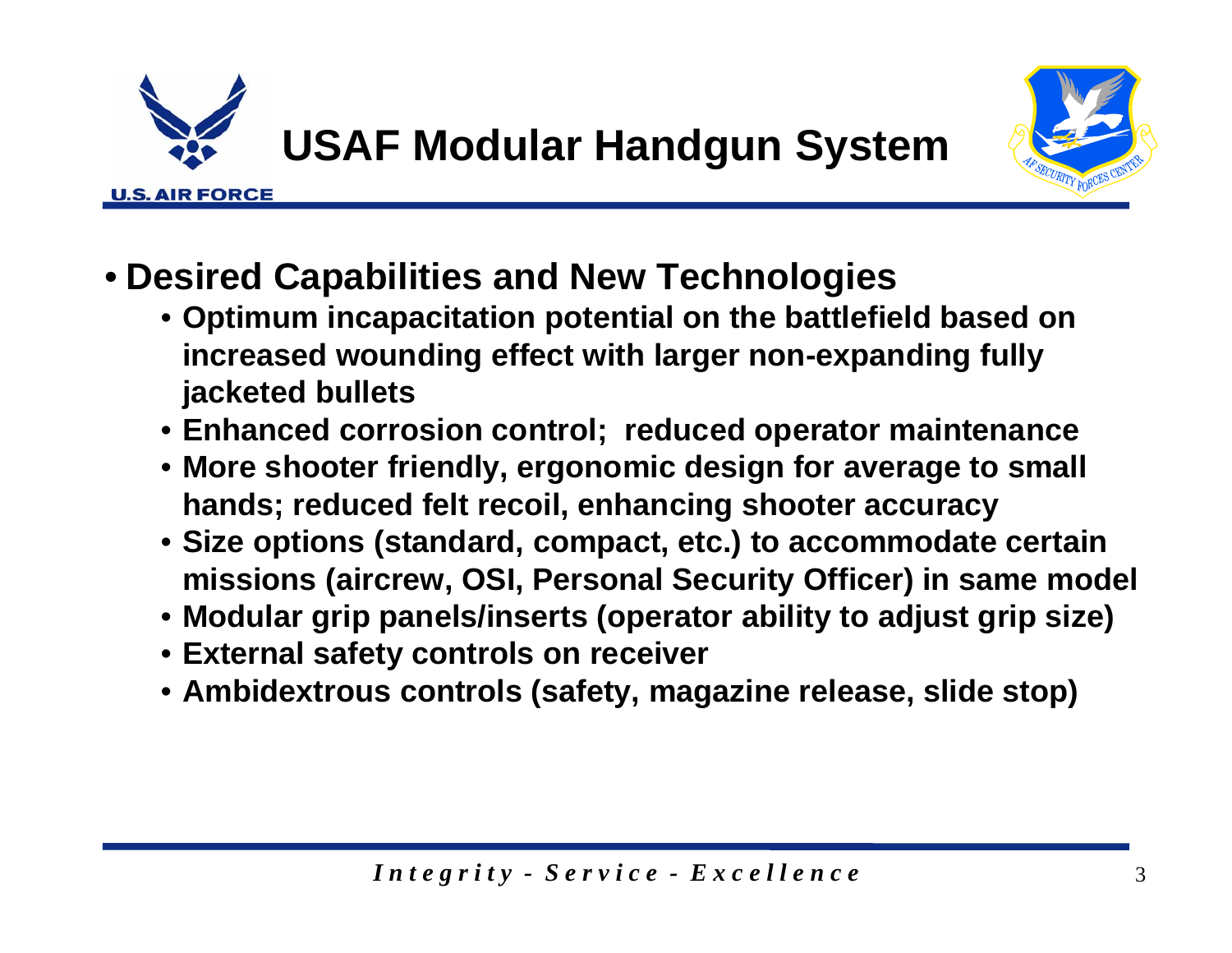# USAF Modular Handgun System

- **Desired Capabilities and New Technologies**
  - **Optimum incapacitation potential on the battlefield based on increased wounding effect with larger non-expanding fully jacketed bullets**
  - **Enhanced corrosion control; reduced operator maintenance**
  - **More shooter friendly, ergonomic design for average to small hands; reduced felt recoil, enhancing shooter accuracy**
  - **Size options (standard, compact, etc.) to accommodate certain missions (aircrew, OSI, Personal Security Officer) in same model**
  - **Modular grip panels/inserts (operator ability to adjust grip size)**
  - **External safety controls on receiver**
  - **Ambidextrous controls (safety, magazine release, slide stop)**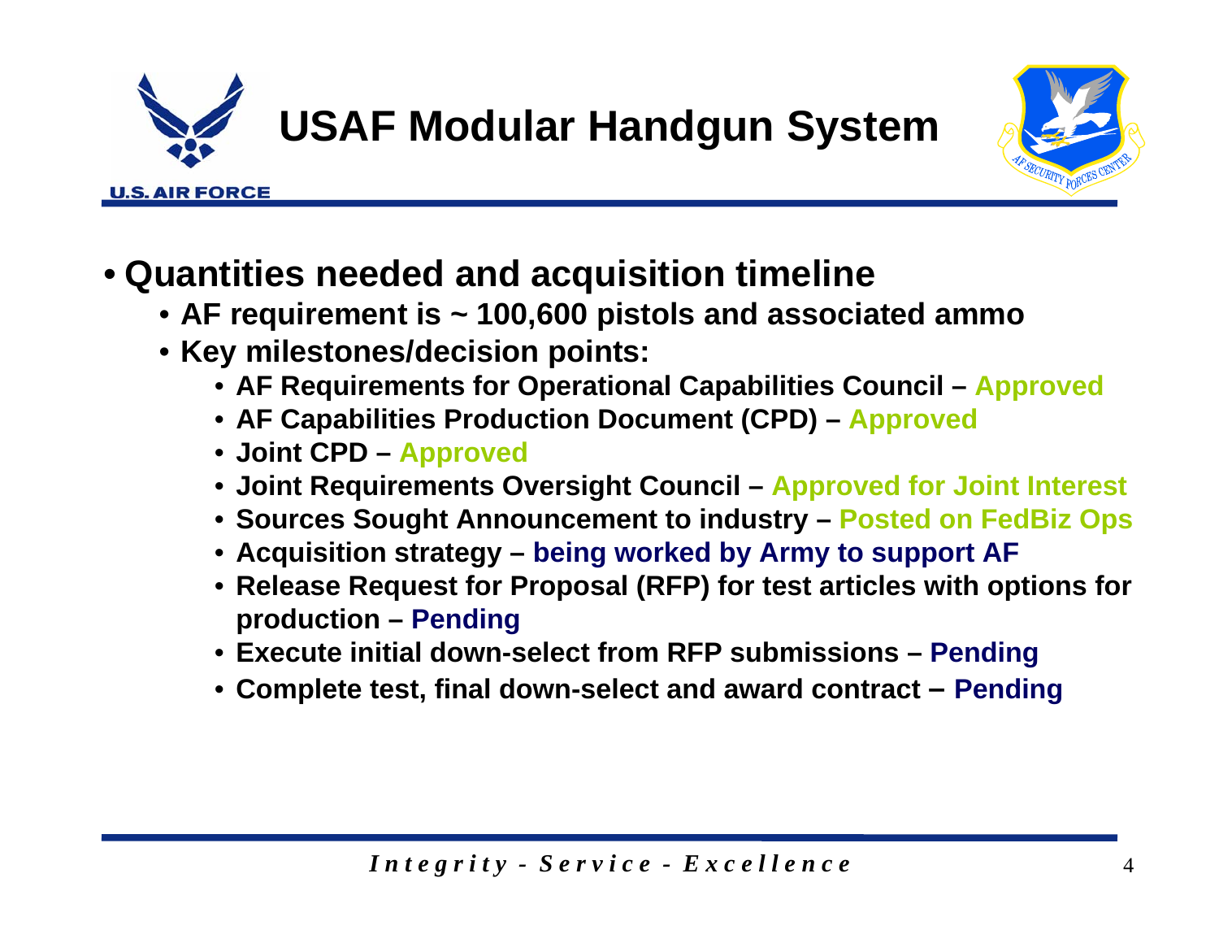# USAF Modular Handgun System

- **Quantities needed and acquisition timeline**
  - **AF requirement is ~ 100,600 pistols and associated ammo**
  - **Key milestones/decision points:**
    - **AF Requirements for Operational Capabilities Council – Approved**
    - **AF Capabilities Production Document (CPD) – Approved**
    - **Joint CPD – Approved**
    - **Joint Requirements Oversight Council – Approved for Joint Interest**
    - **Sources Sought Announcement to industry – Posted on FedBiz Ops**
    - **Acquisition strategy – being worked by Army to support AF**
    - **Release Request for Proposal (RFP) for test articles with options for production – Pending**
    - **Execute initial down-select from RFP submissions – Pending**
    - **Complete test, final down-select and award contract – Pending**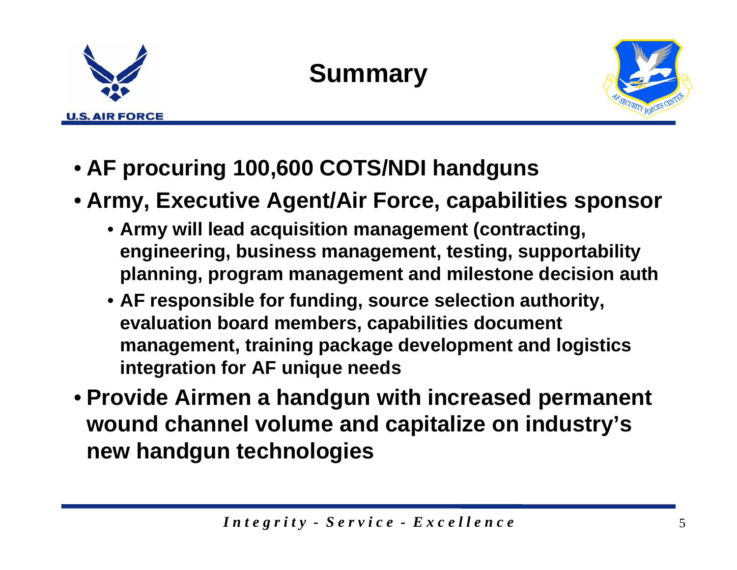# Summary

- AF procuring 100,600 COTS/NDI handguns
- Army, Executive Agent/Air Force, capabilities sponsor
  - Army will lead acquisition management (contracting, engineering, business management, testing, supportability planning, program management and milestone decision auth
  - AF responsible for funding, source selection authority, evaluation board members, capabilities document management, training package development and logistics integration for AF unique needs
- Provide Airmen a handgun with increased permanent wound channel volume and capitalize on industry's new handgun technologies